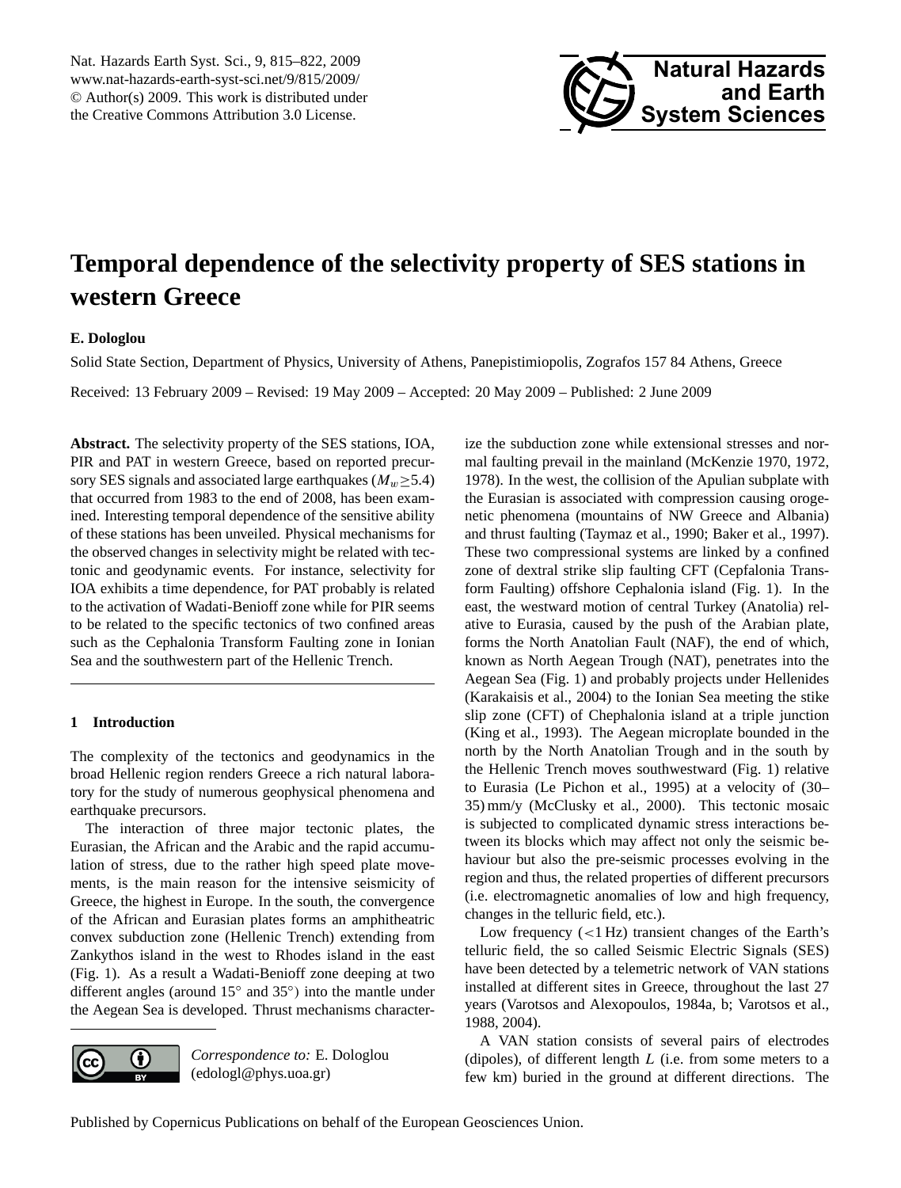# Temporal dependence of the selectivity property of SES stations in western Greece

**E. Dologlou**

Solid State Section, Department of Physics, University of Athens, Panepistimiopolis, Zografos 157 84 Athens, Greece

Received: 13 February 2009 – Revised: 19 May 2009 – Accepted: 20 May 2009 – Published: 2 June 2009

**Abstract.** The selectivity property of the SES stations, IOA, PIR and PAT in western Greece, based on reported precursory SES signals and associated large earthquakes ($M_w \geq 5.4$) that occurred from 1983 to the end of 2008, has been examined. Interesting temporal dependence of the sensitive ability of these stations has been unveiled. Physical mechanisms for the observed changes in selectivity might be related with tectonic and geodynamic events. For instance, selectivity for IOA exhibits a time dependence, for PAT probably is related to the activation of Wadati-Benioff zone while for PIR seems to be related to the specific tectonics of two confined areas such as the Cephalonia Transform Faulting zone in Ionian Sea and the southwestern part of the Hellenic Trench.

## 1 Introduction

The complexity of the tectonics and geodynamics in the broad Hellenic region renders Greece a rich natural laboratory for the study of numerous geophysical phenomena and earthquake precursors.

The interaction of three major tectonic plates, the Eurasian, the African and the Arabic and the rapid accumulation of stress, due to the rather high speed plate movements, is the main reason for the intensive seismicity of Greece, the highest in Europe. In the south, the convergence of the African and Eurasian plates forms an amphitheatric convex subduction zone (Hellenic Trench) extending from Zankythos island in the west to Rhodes island in the east (Fig. 1). As a result a Wadati-Benioff zone deeping at two different angles (around 15° and 35°) into the mantle under the Aegean Sea is developed. Thrust mechanisms characterize the subduction zone while extensional stresses and normal faulting prevail in the mainland (McKenzie 1970, 1972, 1978). In the west, the collision of the Apulian subplate with the Eurasian is associated with compression causing orogenetic phenomena (mountains of NW Greece and Albania) and thrust faulting (Taymaz et al., 1990; Baker et al., 1997). These two compressional systems are linked by a confined zone of dextral strike slip faulting CFT (Cepfalonia Transform Faulting) offshore Cephalonia island (Fig. 1). In the east, the westward motion of central Turkey (Anatolia) relative to Eurasia, caused by the push of the Arabian plate, forms the North Anatolian Fault (NAF), the end of which, known as North Aegean Trough (NAT), penetrates into the Aegean Sea (Fig. 1) and probably projects under Hellenides (Karakaisis et al., 2004) to the Ionian Sea meeting the stike slip zone (CFT) of Chephalonia island at a triple junction (King et al., 1993). The Aegean microplate bounded in the north by the North Anatolian Trough and in the south by the Hellenic Trench moves southwestward (Fig. 1) relative to Eurasia (Le Pichon et al., 1995) at a velocity of (30–35) mm/y (McClusky et al., 2000). This tectonic mosaic is subjected to complicated dynamic stress interactions between its blocks which may affect not only the seismic behaviour but also the pre-seismic processes evolving in the region and thus, the related properties of different precursors (i.e. electromagnetic anomalies of low and high frequency, changes in the telluric field, etc.).

Low frequency (<1 Hz) transient changes of the Earth's telluric field, the so called Seismic Electric Signals (SES) have been detected by a telemetric network of VAN stations installed at different sites in Greece, throughout the last 27 years (Varotsos and Alexopoulos, 1984a, b; Varotsos et al., 1988, 2004).

A VAN station consists of several pairs of electrodes (dipoles), of different length $L$ (i.e. from some meters to a few km) buried in the ground at different directions. The

*Correspondence to:* E. Dologlou (edologl@phys.uoa.gr)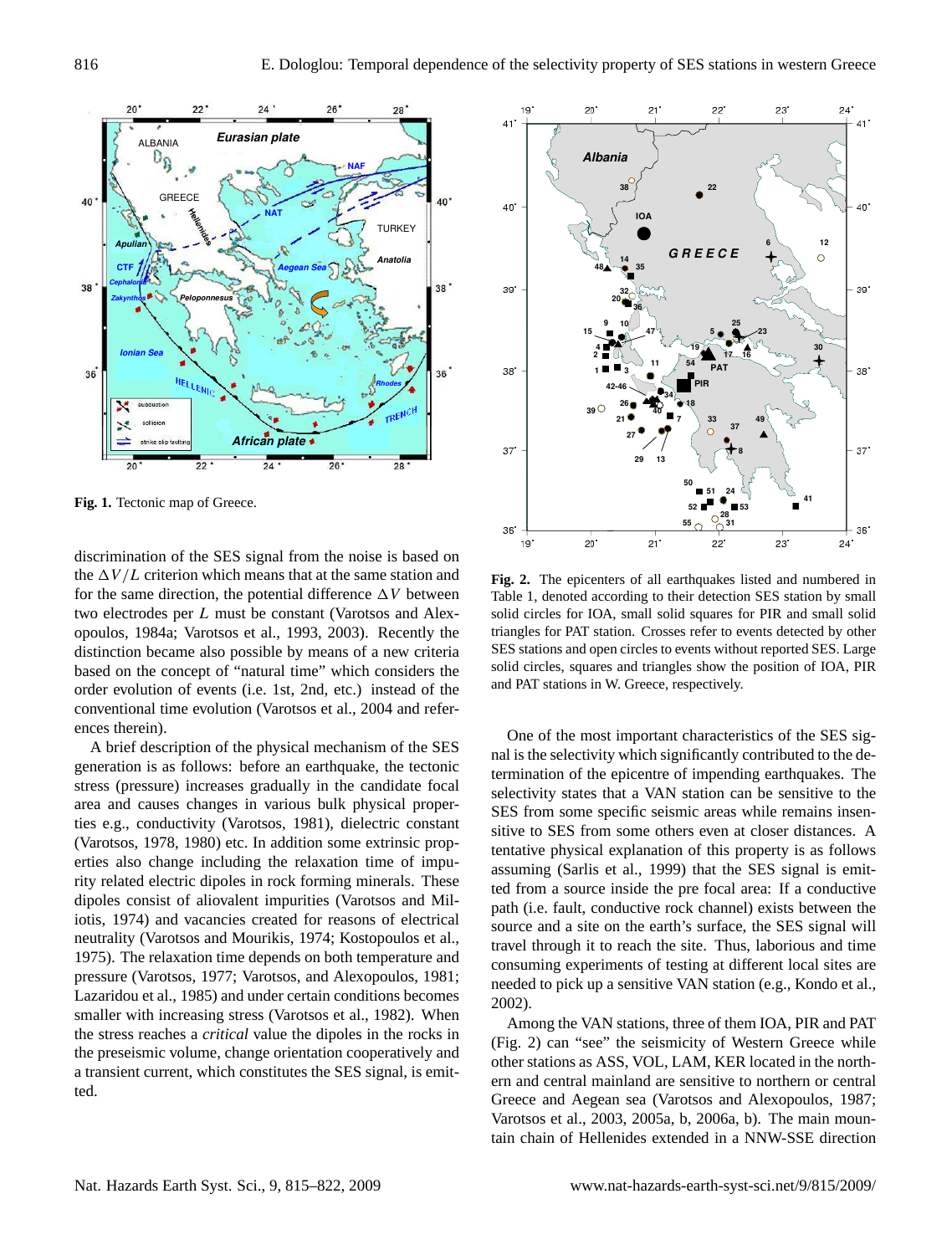**Fig. 1.** Tectonic map of Greece.

discrimination of the SES signal from the noise is based on the $\Delta V/L$ criterion which means that at the same station and for the same direction, the potential difference $\Delta V$ between two electrodes per $L$ must be constant (Varotsos and Alexopoulos, 1984a; Varotsos et al., 1993, 2003). Recently the distinction became also possible by means of a new criteria based on the concept of "natural time" which considers the order evolution of events (i.e. 1st, 2nd, etc.) instead of the conventional time evolution (Varotsos et al., 2004 and references therein).

A brief description of the physical mechanism of the SES generation is as follows: before an earthquake, the tectonic stress (pressure) increases gradually in the candidate focal area and causes changes in various bulk physical properties e.g., conductivity (Varotsos, 1981), dielectric constant (Varotsos, 1978, 1980) etc. In addition some extrinsic properties also change including the relaxation time of impurity related electric dipoles in rock forming minerals. These dipoles consist of aliovalent impurities (Varotsos and Miliotis, 1974) and vacancies created for reasons of electrical neutrality (Varotsos and Mourikis, 1974; Kostopoulos et al., 1975). The relaxation time depends on both temperature and pressure (Varotsos, 1977; Varotsos, and Alexopoulos, 1981; Lazaridou et al., 1985) and under certain conditions becomes smaller with increasing stress (Varotsos et al., 1982). When the stress reaches a *critical* value the dipoles in the rocks in the preseismic volume, change orientation cooperatively and a transient current, which constitutes the SES signal, is emitted.

**Fig. 2.** The epicenters of all earthquakes listed and numbered in Table 1, denoted according to their detection SES station by small solid circles for IOA, small solid squares for PIR and small solid triangles for PAT station. Crosses refer to events detected by other SES stations and open circles to events without reported SES. Large solid circles, squares and triangles show the position of IOA, PIR and PAT stations in W. Greece, respectively.

One of the most important characteristics of the SES signal is the selectivity which significantly contributed to the determination of the epicentre of impending earthquakes. The selectivity states that a VAN station can be sensitive to the SES from some specific seismic areas while remains insensitive to SES from some others even at closer distances. A tentative physical explanation of this property is as follows assuming (Sarlis et al., 1999) that the SES signal is emitted from a source inside the pre focal area: If a conductive path (i.e. fault, conductive rock channel) exists between the source and a site on the earth's surface, the SES signal will travel through it to reach the site. Thus, laborious and time consuming experiments of testing at different local sites are needed to pick up a sensitive VAN station (e.g., Kondo et al., 2002).

Among the VAN stations, three of them IOA, PIR and PAT (Fig. 2) can "see" the seismicity of Western Greece while other stations as ASS, VOL, LAM, KER located in the northern and central mainland are sensitive to northern or central Greece and Aegean sea (Varotsos and Alexopoulos, 1987; Varotsos et al., 2003, 2005a, b, 2006a, b). The main mountain chain of Hellenides extended in a NNW-SSE direction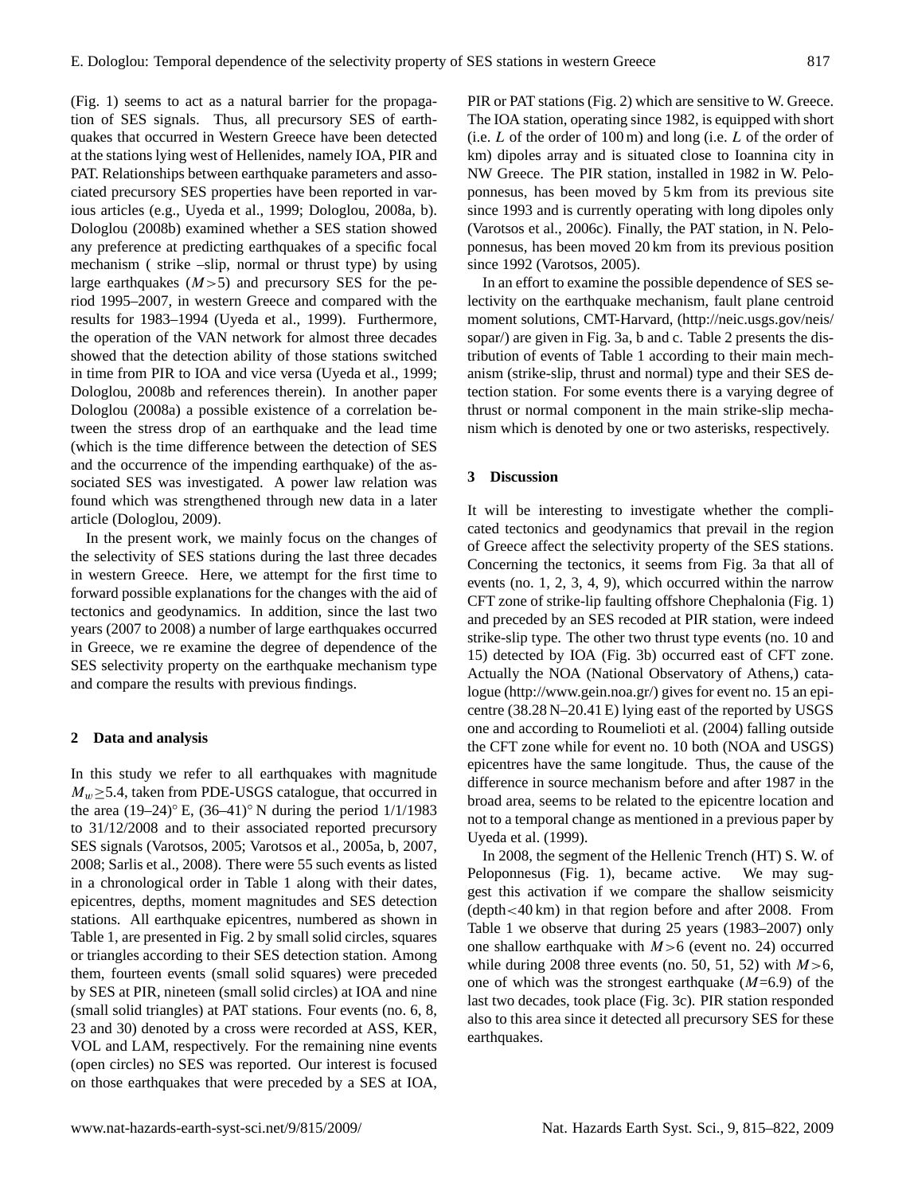(Fig. 1) seems to act as a natural barrier for the propagation of SES signals. Thus, all precursory SES of earthquakes that occurred in Western Greece have been detected at the stations lying west of Hellenides, namely IOA, PIR and PAT. Relationships between earthquake parameters and associated precursory SES properties have been reported in various articles (e.g., Uyeda et al., 1999; Dologlou, 2008a, b). Dologlou (2008b) examined whether a SES station showed any preference at predicting earthquakes of a specific focal mechanism ( strike –slip, normal or thrust type) by using large earthquakes ($M>5$) and precursory SES for the period 1995–2007, in western Greece and compared with the results for 1983–1994 (Uyeda et al., 1999). Furthermore, the operation of the VAN network for almost three decades showed that the detection ability of those stations switched in time from PIR to IOA and vice versa (Uyeda et al., 1999; Dologlou, 2008b and references therein). In another paper Dologlou (2008a) a possible existence of a correlation between the stress drop of an earthquake and the lead time (which is the time difference between the detection of SES and the occurrence of the impending earthquake) of the associated SES was investigated. A power law relation was found which was strengthened through new data in a later article (Dologlou, 2009).

In the present work, we mainly focus on the changes of the selectivity of SES stations during the last three decades in western Greece. Here, we attempt for the first time to forward possible explanations for the changes with the aid of tectonics and geodynamics. In addition, since the last two years (2007 to 2008) a number of large earthquakes occurred in Greece, we re examine the degree of dependence of the SES selectivity property on the earthquake mechanism type and compare the results with previous findings.

## 2 Data and analysis

In this study we refer to all earthquakes with magnitude $M_w \geq 5.4$, taken from PDE-USGS catalogue, that occurred in the area (19–24)° E, (36–41)° N during the period 1/1/1983 to 31/12/2008 and to their associated reported precursory SES signals (Varotsos, 2005; Varotsos et al., 2005a, b, 2007, 2008; Sarlis et al., 2008). There were 55 such events as listed in a chronological order in Table 1 along with their dates, epicentres, depths, moment magnitudes and SES detection stations. All earthquake epicentres, numbered as shown in Table 1, are presented in Fig. 2 by small solid circles, squares or triangles according to their SES detection station. Among them, fourteen events (small solid squares) were preceded by SES at PIR, nineteen (small solid circles) at IOA and nine (small solid triangles) at PAT stations. Four events (no. 6, 8, 23 and 30) denoted by a cross were recorded at ASS, KER, VOL and LAM, respectively. For the remaining nine events (open circles) no SES was reported. Our interest is focused on those earthquakes that were preceded by a SES at IOA, PIR or PAT stations (Fig. 2) which are sensitive to W. Greece. The IOA station, operating since 1982, is equipped with short (i.e. $L$ of the order of 100 m) and long (i.e. $L$ of the order of km) dipoles array and is situated close to Ioannina city in NW Greece. The PIR station, installed in 1982 in W. Peloponnesus, has been moved by 5 km from its previous site since 1993 and is currently operating with long dipoles only (Varotsos et al., 2006c). Finally, the PAT station, in N. Peloponnesus, has been moved 20 km from its previous position since 1992 (Varotsos, 2005).

In an effort to examine the possible dependence of SES selectivity on the earthquake mechanism, fault plane centroid moment solutions, CMT-Harvard, (http://neic.usgs.gov/neis/sopar/) are given in Fig. 3a, b and c. Table 2 presents the distribution of events of Table 1 according to their main mechanism (strike-slip, thrust and normal) type and their SES detection station. For some events there is a varying degree of thrust or normal component in the main strike-slip mechanism which is denoted by one or two asterisks, respectively.

## 3 Discussion

It will be interesting to investigate whether the complicated tectonics and geodynamics that prevail in the region of Greece affect the selectivity property of the SES stations. Concerning the tectonics, it seems from Fig. 3a that all of events (no. 1, 2, 3, 4, 9), which occurred within the narrow CFT zone of strike-lip faulting offshore Chephalonia (Fig. 1) and preceded by an SES recoded at PIR station, were indeed strike-slip type. The other two thrust type events (no. 10 and 15) detected by IOA (Fig. 3b) occurred east of CFT zone. Actually the NOA (National Observatory of Athens,) catalogue (http://www.gein.noa.gr/) gives for event no. 15 an epicentre (38.28 N–20.41 E) lying east of the reported by USGS one and according to Roumelioti et al. (2004) falling outside the CFT zone while for event no. 10 both (NOA and USGS) epicentres have the same longitude. Thus, the cause of the difference in source mechanism before and after 1987 in the broad area, seems to be related to the epicentre location and not to a temporal change as mentioned in a previous paper by Uyeda et al. (1999).

In 2008, the segment of the Hellenic Trench (HT) S. W. of Peloponnesus (Fig. 1), became active. We may suggest this activation if we compare the shallow seismicity (depth<40 km) in that region before and after 2008. From Table 1 we observe that during 25 years (1983–2007) only one shallow earthquake with $M>6$ (event no. 24) occurred while during 2008 three events (no. 50, 51, 52) with $M>6$, one of which was the strongest earthquake ($M$=6.9) of the last two decades, took place (Fig. 3c). PIR station responded also to this area since it detected all precursory SES for these earthquakes.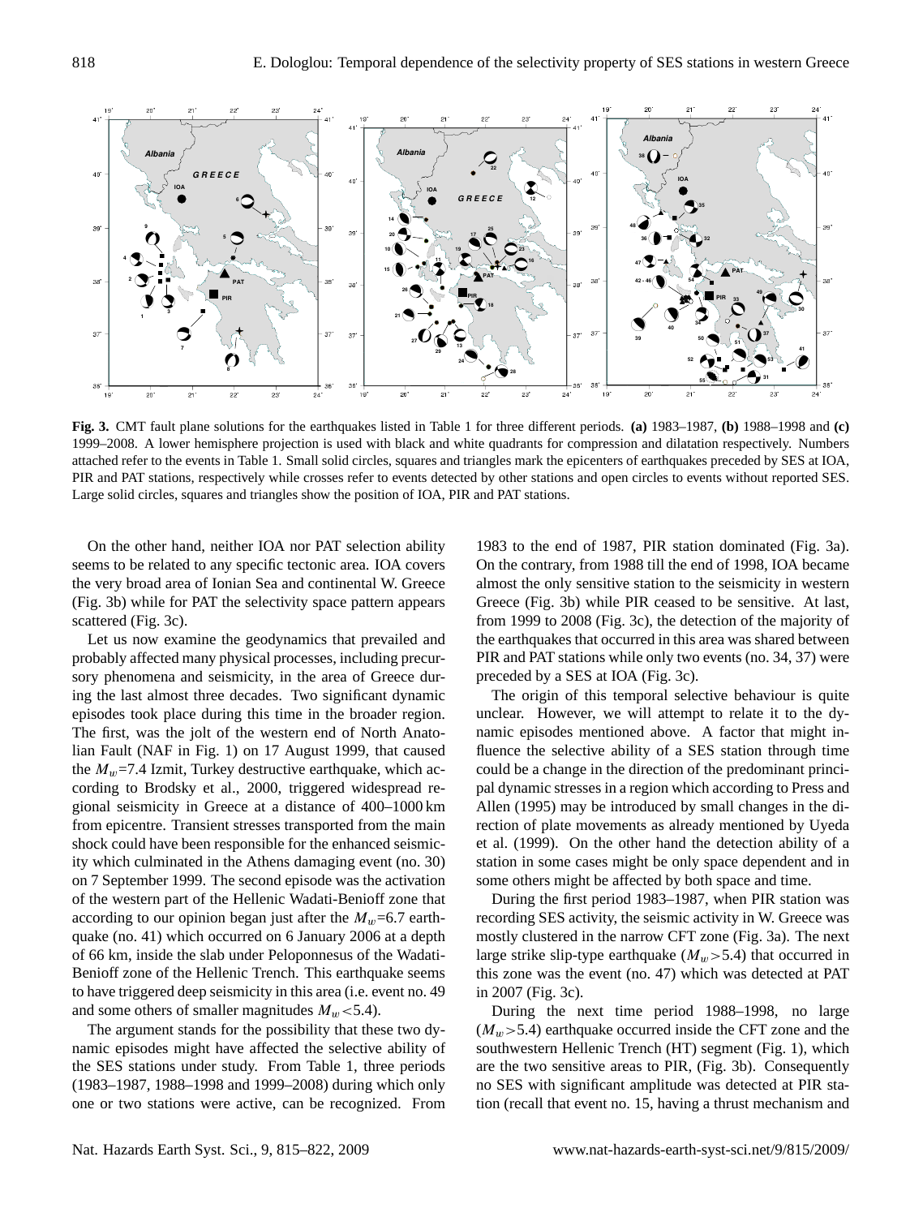**Fig. 3.** CMT fault plane solutions for the earthquakes listed in Table 1 for three different periods. **(a)** 1983–1987, **(b)** 1988–1998 and **(c)** 1999–2008. A lower hemisphere projection is used with black and white quadrants for compression and dilatation respectively. Numbers attached refer to the events in Table 1. Small solid circles, squares and triangles mark the epicenters of earthquakes preceded by SES at IOA, PIR and PAT stations, respectively while crosses refer to events detected by other stations and open circles to events without reported SES. Large solid circles, squares and triangles show the position of IOA, PIR and PAT stations.

On the other hand, neither IOA nor PAT selection ability seems to be related to any specific tectonic area. IOA covers the very broad area of Ionian Sea and continental W. Greece (Fig. 3b) while for PAT the selectivity space pattern appears scattered (Fig. 3c).

Let us now examine the geodynamics that prevailed and probably affected many physical processes, including precursory phenomena and seismicity, in the area of Greece during the last almost three decades. Two significant dynamic episodes took place during this time in the broader region. The first, was the jolt of the western end of North Anatolian Fault (NAF in Fig. 1) on 17 August 1999, that caused the $M_w$=7.4 Izmit, Turkey destructive earthquake, which according to Brodsky et al., 2000, triggered widespread regional seismicity in Greece at a distance of 400–1000 km from epicentre. Transient stresses transported from the main shock could have been responsible for the enhanced seismicity which culminated in the Athens damaging event (no. 30) on 7 September 1999. The second episode was the activation of the western part of the Hellenic Wadati-Benioff zone that according to our opinion began just after the $M_w$=6.7 earthquake (no. 41) which occurred on 6 January 2006 at a depth of 66 km, inside the slab under Peloponnesus of the Wadati-Benioff zone of the Hellenic Trench. This earthquake seems to have triggered deep seismicity in this area (i.e. event no. 49 and some others of smaller magnitudes $M_w$<5.4).

The argument stands for the possibility that these two dynamic episodes might have affected the selective ability of the SES stations under study. From Table 1, three periods (1983–1987, 1988–1998 and 1999–2008) during which only one or two stations were active, can be recognized. From 1983 to the end of 1987, PIR station dominated (Fig. 3a). On the contrary, from 1988 till the end of 1998, IOA became almost the only sensitive station to the seismicity in western Greece (Fig. 3b) while PIR ceased to be sensitive. At last, from 1999 to 2008 (Fig. 3c), the detection of the majority of the earthquakes that occurred in this area was shared between PIR and PAT stations while only two events (no. 34, 37) were preceded by a SES at IOA (Fig. 3c).

The origin of this temporal selective behaviour is quite unclear. However, we will attempt to relate it to the dynamic episodes mentioned above. A factor that might influence the selective ability of a SES station through time could be a change in the direction of the predominant principal dynamic stresses in a region which according to Press and Allen (1995) may be introduced by small changes in the direction of plate movements as already mentioned by Uyeda et al. (1999). On the other hand the detection ability of a station in some cases might be only space dependent and in some others might be affected by both space and time.

During the first period 1983–1987, when PIR station was recording SES activity, the seismic activity in W. Greece was mostly clustered in the narrow CFT zone (Fig. 3a). The next large strike slip-type earthquake ($M_w$>5.4) that occurred in this zone was the event (no. 47) which was detected at PAT in 2007 (Fig. 3c).

During the next time period 1988–1998, no large ($M_w$>5.4) earthquake occurred inside the CFT zone and the southwestern Hellenic Trench (HT) segment (Fig. 1), which are the two sensitive areas to PIR, (Fig. 3b). Consequently no SES with significant amplitude was detected at PIR station (recall that event no. 15, having a thrust mechanism and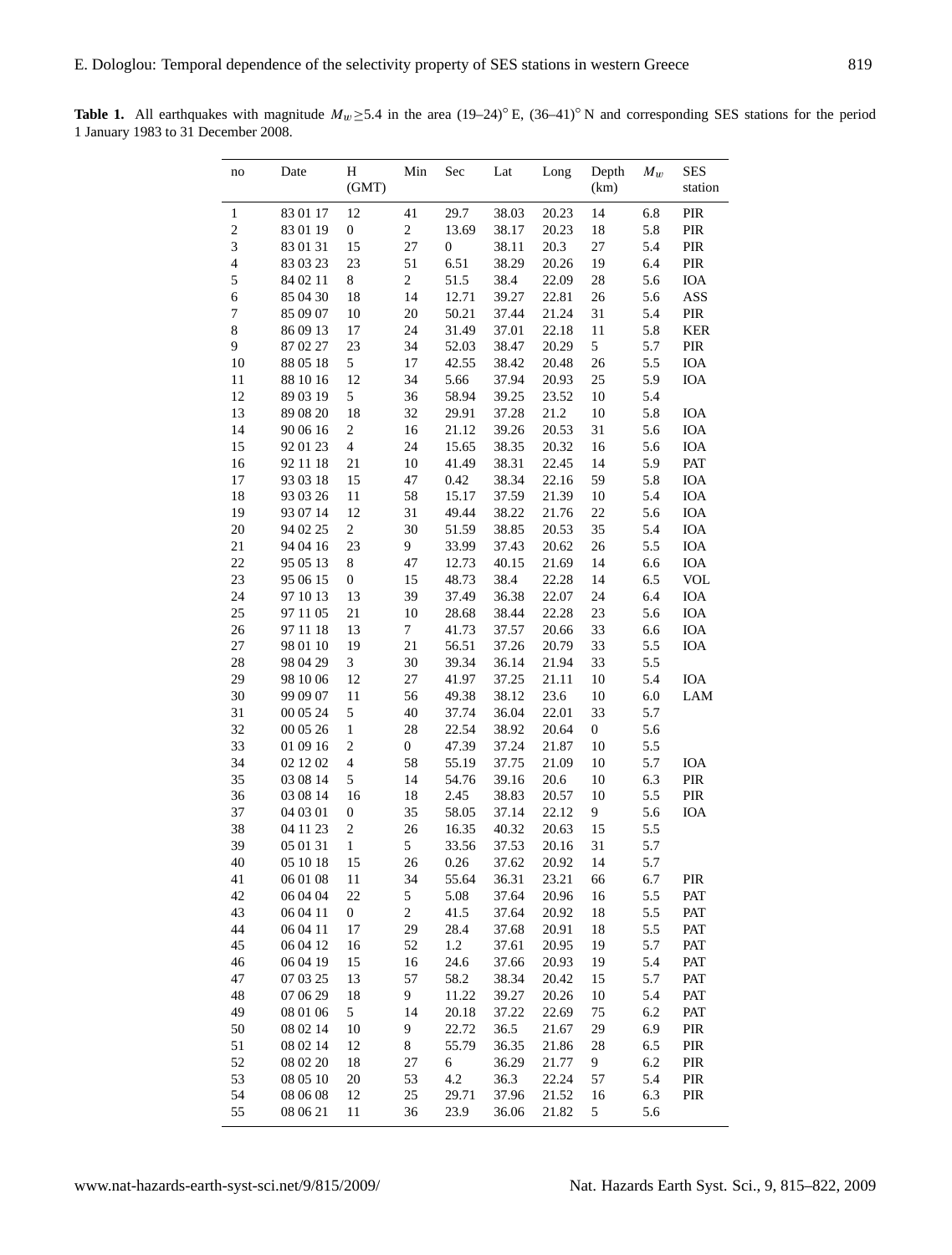**Table 1.** All earthquakes with magnitude $M_w \geq 5.4$ in the area (19–24)° E, (36–41)° N and corresponding SES stations for the period 1 January 1983 to 31 December 2008.

| no | Date | H (GMT) | Min | Sec | Lat | Long | Depth (km) | $M_w$ | SES station |
|---|---|---|---|---|---|---|---|---|---|
| 1 | 83 01 17 | 12 | 41 | 29.7 | 38.03 | 20.23 | 14 | 6.8 | PIR |
| 2 | 83 01 19 | 0 | 2 | 13.69 | 38.17 | 20.23 | 18 | 5.8 | PIR |
| 3 | 83 01 31 | 15 | 27 | 0 | 38.11 | 20.3 | 27 | 5.4 | PIR |
| 4 | 83 03 23 | 23 | 51 | 6.51 | 38.29 | 20.26 | 19 | 6.4 | PIR |
| 5 | 84 02 11 | 8 | 2 | 51.5 | 38.4 | 22.09 | 28 | 5.6 | IOA |
| 6 | 85 04 30 | 18 | 14 | 12.71 | 39.27 | 22.81 | 26 | 5.6 | ASS |
| 7 | 85 09 07 | 10 | 20 | 50.21 | 37.44 | 21.24 | 31 | 5.4 | PIR |
| 8 | 86 09 13 | 17 | 24 | 31.49 | 37.01 | 22.18 | 11 | 5.8 | KER |
| 9 | 87 02 27 | 23 | 34 | 52.03 | 38.47 | 20.29 | 5 | 5.7 | PIR |
| 10 | 88 05 18 | 5 | 17 | 42.55 | 38.42 | 20.48 | 26 | 5.5 | IOA |
| 11 | 88 10 16 | 12 | 34 | 5.66 | 37.94 | 20.93 | 25 | 5.9 | IOA |
| 12 | 89 03 19 | 5 | 36 | 58.94 | 39.25 | 23.52 | 10 | 5.4 | |
| 13 | 89 08 20 | 18 | 32 | 29.91 | 37.28 | 21.2 | 10 | 5.8 | IOA |
| 14 | 90 06 16 | 2 | 16 | 21.12 | 39.26 | 20.53 | 31 | 5.6 | IOA |
| 15 | 92 01 23 | 4 | 24 | 15.65 | 38.35 | 20.32 | 16 | 5.6 | IOA |
| 16 | 92 11 18 | 21 | 10 | 41.49 | 38.31 | 22.45 | 14 | 5.9 | PAT |
| 17 | 93 03 18 | 15 | 47 | 0.42 | 38.34 | 22.16 | 59 | 5.8 | IOA |
| 18 | 93 03 26 | 11 | 58 | 15.17 | 37.59 | 21.39 | 10 | 5.4 | IOA |
| 19 | 93 07 14 | 12 | 31 | 49.44 | 38.22 | 21.76 | 22 | 5.6 | IOA |
| 20 | 94 02 25 | 2 | 30 | 51.59 | 38.85 | 20.53 | 35 | 5.4 | IOA |
| 21 | 94 04 16 | 23 | 9 | 33.99 | 37.43 | 20.62 | 26 | 5.5 | IOA |
| 22 | 95 05 13 | 8 | 47 | 12.73 | 40.15 | 21.69 | 14 | 6.6 | IOA |
| 23 | 95 06 15 | 0 | 15 | 48.73 | 38.4 | 22.28 | 14 | 6.5 | VOL |
| 24 | 97 10 13 | 13 | 39 | 37.49 | 36.38 | 22.07 | 24 | 6.4 | IOA |
| 25 | 97 11 05 | 21 | 10 | 28.68 | 38.44 | 22.28 | 23 | 5.6 | IOA |
| 26 | 97 11 18 | 13 | 7 | 41.73 | 37.57 | 20.66 | 33 | 6.6 | IOA |
| 27 | 98 01 10 | 19 | 21 | 56.51 | 37.26 | 20.79 | 33 | 5.5 | IOA |
| 28 | 98 04 29 | 3 | 30 | 39.34 | 36.14 | 21.94 | 33 | 5.5 | |
| 29 | 98 10 06 | 12 | 27 | 41.97 | 37.25 | 21.11 | 10 | 5.4 | IOA |
| 30 | 99 09 07 | 11 | 56 | 49.38 | 38.12 | 23.6 | 10 | 6.0 | LAM |
| 31 | 00 05 24 | 5 | 40 | 37.74 | 36.04 | 22.01 | 33 | 5.7 | |
| 32 | 00 05 26 | 1 | 28 | 22.54 | 38.92 | 20.64 | 0 | 5.6 | |
| 33 | 01 09 16 | 2 | 0 | 47.39 | 37.24 | 21.87 | 10 | 5.5 | |
| 34 | 02 12 02 | 4 | 58 | 55.19 | 37.75 | 21.09 | 10 | 5.7 | IOA |
| 35 | 03 08 14 | 5 | 14 | 54.76 | 39.16 | 20.6 | 10 | 6.3 | PIR |
| 36 | 03 08 14 | 16 | 18 | 2.45 | 38.83 | 20.57 | 10 | 5.5 | PIR |
| 37 | 04 03 01 | 0 | 35 | 58.05 | 37.14 | 22.12 | 9 | 5.6 | IOA |
| 38 | 04 11 23 | 2 | 26 | 16.35 | 40.32 | 20.63 | 15 | 5.5 | |
| 39 | 05 01 31 | 1 | 5 | 33.56 | 37.53 | 20.16 | 31 | 5.7 | |
| 40 | 05 10 18 | 15 | 26 | 0.26 | 37.62 | 20.92 | 14 | 5.7 | |
| 41 | 06 01 08 | 11 | 34 | 55.64 | 36.31 | 23.21 | 66 | 6.7 | PIR |
| 42 | 06 04 04 | 22 | 5 | 5.08 | 37.64 | 20.96 | 16 | 5.5 | PAT |
| 43 | 06 04 11 | 0 | 2 | 41.5 | 37.64 | 20.92 | 18 | 5.5 | PAT |
| 44 | 06 04 11 | 17 | 29 | 28.4 | 37.68 | 20.91 | 18 | 5.5 | PAT |
| 45 | 06 04 12 | 16 | 52 | 1.2 | 37.61 | 20.95 | 19 | 5.7 | PAT |
| 46 | 06 04 19 | 15 | 16 | 24.6 | 37.66 | 20.93 | 19 | 5.4 | PAT |
| 47 | 07 03 25 | 13 | 57 | 58.2 | 38.34 | 20.42 | 15 | 5.7 | PAT |
| 48 | 07 06 29 | 18 | 9 | 11.22 | 39.27 | 20.26 | 10 | 5.4 | PAT |
| 49 | 08 01 06 | 5 | 14 | 20.18 | 37.22 | 22.69 | 75 | 6.2 | PAT |
| 50 | 08 02 14 | 10 | 9 | 22.72 | 36.5 | 21.67 | 29 | 6.9 | PIR |
| 51 | 08 02 14 | 12 | 8 | 55.79 | 36.35 | 21.86 | 28 | 6.5 | PIR |
| 52 | 08 02 20 | 18 | 27 | 6 | 36.29 | 21.77 | 9 | 6.2 | PIR |
| 53 | 08 05 10 | 20 | 53 | 4.2 | 36.3 | 22.24 | 57 | 5.4 | PIR |
| 54 | 08 06 08 | 12 | 25 | 29.71 | 37.96 | 21.52 | 16 | 6.3 | PIR |
| 55 | 08 06 21 | 11 | 36 | 23.9 | 36.06 | 21.82 | 5 | 5.6 | |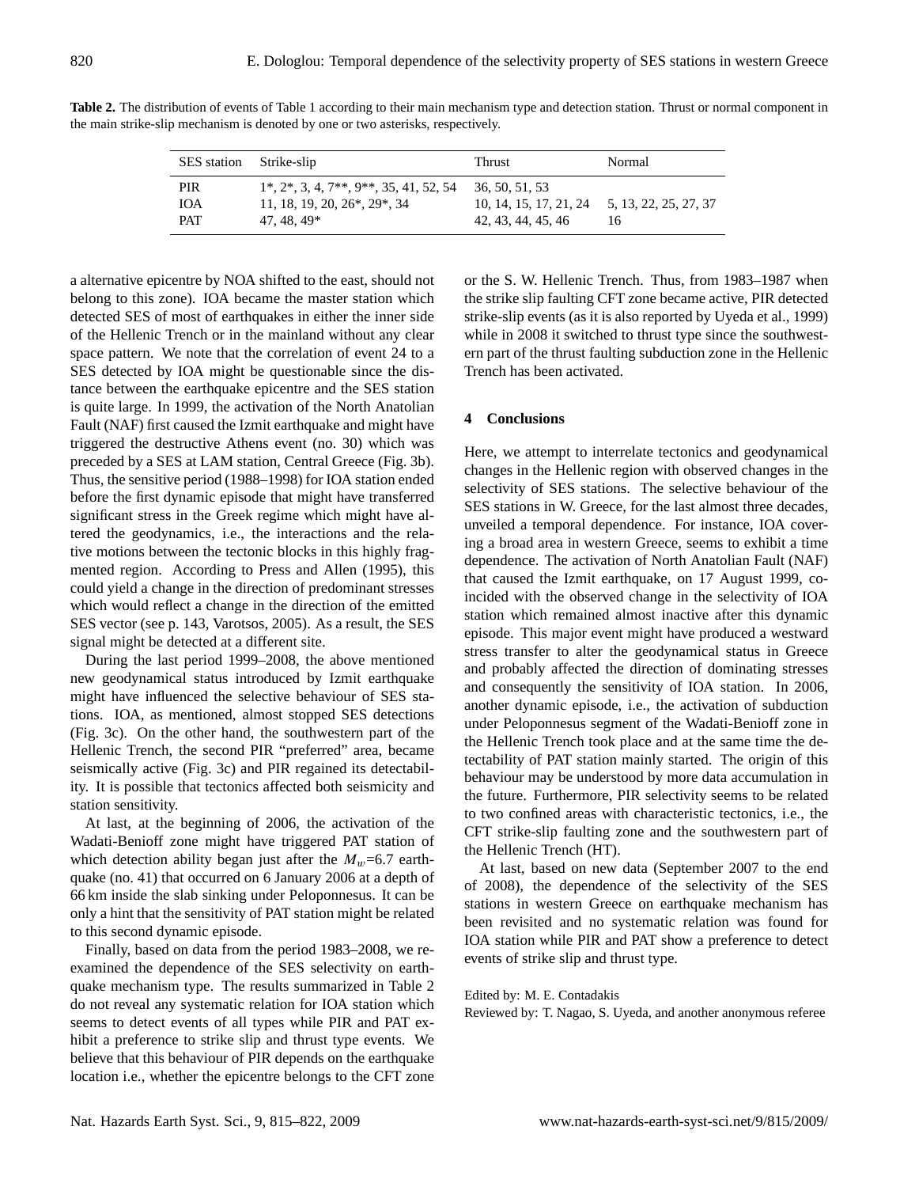**Table 2.** The distribution of events of Table 1 according to their main mechanism type and detection station. Thrust or normal component in the main strike-slip mechanism is denoted by one or two asterisks, respectively.

| SES station | Strike-slip | Thrust | Normal |
|---|---|---|---|
| PIR | 1*, 2*, 3, 4, 7**, 9**, 35, 41, 52, 54 | 36, 50, 51, 53 | |
| IOA | 11, 18, 19, 20, 26*, 29*, 34 | 10, 14, 15, 17, 21, 24 | 5, 13, 22, 25, 27, 37 |
| PAT | 47, 48, 49* | 42, 43, 44, 45, 46 | 16 |

a alternative epicentre by NOA shifted to the east, should not belong to this zone). IOA became the master station which detected SES of most of earthquakes in either the inner side of the Hellenic Trench or in the mainland without any clear space pattern. We note that the correlation of event 24 to a SES detected by IOA might be questionable since the distance between the earthquake epicentre and the SES station is quite large. In 1999, the activation of the North Anatolian Fault (NAF) first caused the Izmit earthquake and might have triggered the destructive Athens event (no. 30) which was preceded by a SES at LAM station, Central Greece (Fig. 3b). Thus, the sensitive period (1988–1998) for IOA station ended before the first dynamic episode that might have transferred significant stress in the Greek regime which might have altered the geodynamics, i.e., the interactions and the relative motions between the tectonic blocks in this highly fragmented region. According to Press and Allen (1995), this could yield a change in the direction of predominant stresses which would reflect a change in the direction of the emitted SES vector (see p. 143, Varotsos, 2005). As a result, the SES signal might be detected at a different site.

During the last period 1999–2008, the above mentioned new geodynamical status introduced by Izmit earthquake might have influenced the selective behaviour of SES stations. IOA, as mentioned, almost stopped SES detections (Fig. 3c). On the other hand, the southwestern part of the Hellenic Trench, the second PIR "preferred" area, became seismically active (Fig. 3c) and PIR regained its detectability. It is possible that tectonics affected both seismicity and station sensitivity.

At last, at the beginning of 2006, the activation of the Wadati-Benioff zone might have triggered PAT station of which detection ability began just after the $M_w$=6.7 earthquake (no. 41) that occurred on 6 January 2006 at a depth of 66 km inside the slab sinking under Peloponnesus. It can be only a hint that the sensitivity of PAT station might be related to this second dynamic episode.

Finally, based on data from the period 1983–2008, we reexamined the dependence of the SES selectivity on earthquake mechanism type. The results summarized in Table 2 do not reveal any systematic relation for IOA station which seems to detect events of all types while PIR and PAT exhibit a preference to strike slip and thrust type events. We believe that this behaviour of PIR depends on the earthquake location i.e., whether the epicentre belongs to the CFT zone or the S. W. Hellenic Trench. Thus, from 1983–1987 when the strike slip faulting CFT zone became active, PIR detected strike-slip events (as it is also reported by Uyeda et al., 1999) while in 2008 it switched to thrust type since the southwestern part of the thrust faulting subduction zone in the Hellenic Trench has been activated.

## 4 Conclusions

Here, we attempt to interrelate tectonics and geodynamical changes in the Hellenic region with observed changes in the selectivity of SES stations. The selective behaviour of the SES stations in W. Greece, for the last almost three decades, unveiled a temporal dependence. For instance, IOA covering a broad area in western Greece, seems to exhibit a time dependence. The activation of North Anatolian Fault (NAF) that caused the Izmit earthquake, on 17 August 1999, coincided with the observed change in the selectivity of IOA station which remained almost inactive after this dynamic episode. This major event might have produced a westward stress transfer to alter the geodynamical status in Greece and probably affected the direction of dominating stresses and consequently the sensitivity of IOA station. In 2006, another dynamic episode, i.e., the activation of subduction under Peloponnesus segment of the Wadati-Benioff zone in the Hellenic Trench took place and at the same time the detectability of PAT station mainly started. The origin of this behaviour may be understood by more data accumulation in the future. Furthermore, PIR selectivity seems to be related to two confined areas with characteristic tectonics, i.e., the CFT strike-slip faulting zone and the southwestern part of the Hellenic Trench (HT).

At last, based on new data (September 2007 to the end of 2008), the dependence of the selectivity of the SES stations in western Greece on earthquake mechanism has been revisited and no systematic relation was found for IOA station while PIR and PAT show a preference to detect events of strike slip and thrust type.

Edited by: M. E. Contadakis
Reviewed by: T. Nagao, S. Uyeda, and another anonymous referee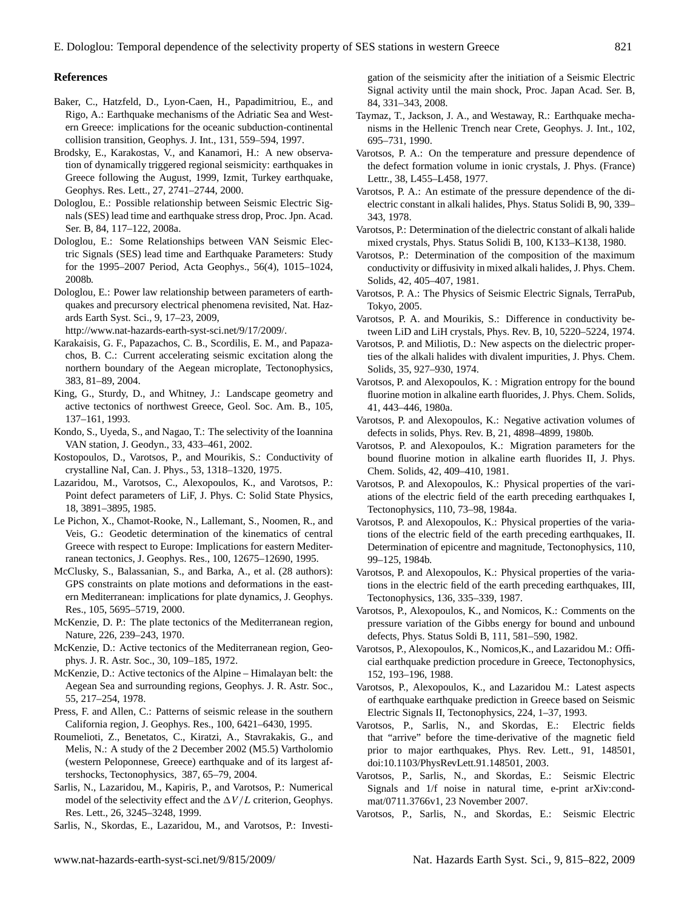## References

Baker, C., Hatzfeld, D., Lyon-Caen, H., Papadimitriou, E., and Rigo, A.: Earthquake mechanisms of the Adriatic Sea and Western Greece: implications for the oceanic subduction-continental collision transition, Geophys. J. Int., 131, 559–594, 1997.

Brodsky, E., Karakostas, V., and Kanamori, H.: A new observation of dynamically triggered regional seismicity: earthquakes in Greece following the August, 1999, Izmit, Turkey earthquake, Geophys. Res. Lett., 27, 2741–2744, 2000.

Dologlou, E.: Possible relationship between Seismic Electric Signals (SES) lead time and earthquake stress drop, Proc. Jpn. Acad. Ser. B, 84, 117–122, 2008a.

Dologlou, E.: Some Relationships between VAN Seismic Electric Signals (SES) lead time and Earthquake Parameters: Study for the 1995–2007 Period, Acta Geophys., 56(4), 1015–1024, 2008b.

Dologlou, E.: Power law relationship between parameters of earthquakes and precursory electrical phenomena revisited, Nat. Hazards Earth Syst. Sci., 9, 17–23, 2009, http://www.nat-hazards-earth-syst-sci.net/9/17/2009/.

Karakaisis, G. F., Papazachos, C. B., Scordilis, E. M., and Papazachos, B. C.: Current accelerating seismic excitation along the northern boundary of the Aegean microplate, Tectonophysics, 383, 81–89, 2004.

King, G., Sturdy, D., and Whitney, J.: Landscape geometry and active tectonics of northwest Greece, Geol. Soc. Am. B., 105, 137–161, 1993.

Kondo, S., Uyeda, S., and Nagao, T.: The selectivity of the Ioannina VAN station, J. Geodyn., 33, 433–461, 2002.

Kostopoulos, D., Varotsos, P., and Mourikis, S.: Conductivity of crystalline NaI, Can. J. Phys., 53, 1318–1320, 1975.

Lazaridou, M., Varotsos, C., Alexopoulos, K., and Varotsos, P.: Point defect parameters of LiF, J. Phys. C: Solid State Physics, 18, 3891–3895, 1985.

Le Pichon, X., Chamot-Rooke, N., Lallemant, S., Noomen, R., and Veis, G.: Geodetic determination of the kinematics of central Greece with respect to Europe: Implications for eastern Mediterranean tectonics, J. Geophys. Res., 100, 12675–12690, 1995.

McClusky, S., Balassanian, S., and Barka, A., et al. (28 authors): GPS constraints on plate motions and deformations in the eastern Mediterranean: implications for plate dynamics, J. Geophys. Res., 105, 5695–5719, 2000.

McKenzie, D. P.: The plate tectonics of the Mediterranean region, Nature, 226, 239–243, 1970.

McKenzie, D.: Active tectonics of the Mediterranean region, Geophys. J. R. Astr. Soc., 30, 109–185, 1972.

McKenzie, D.: Active tectonics of the Alpine – Himalayan belt: the Aegean Sea and surrounding regions, Geophys. J. R. Astr. Soc., 55, 217–254, 1978.

Press, F. and Allen, C.: Patterns of seismic release in the southern California region, J. Geophys. Res., 100, 6421–6430, 1995.

Roumelioti, Z., Benetatos, C., Kiratzi, A., Stavrakakis, G., and Melis, N.: A study of the 2 December 2002 (M5.5) Vartholomio (western Peloponnese, Greece) earthquake and of its largest aftershocks, Tectonophysics, 387, 65–79, 2004.

Sarlis, N., Lazaridou, M., Kapiris, P., and Varotsos, P.: Numerical model of the selectivity effect and the $\Delta V/L$ criterion, Geophys. Res. Lett., 26, 3245–3248, 1999.

Sarlis, N., Skordas, E., Lazaridou, M., and Varotsos, P.: Investigation of the seismicity after the initiation of a Seismic Electric Signal activity until the main shock, Proc. Japan Acad. Ser. B, 84, 331–343, 2008.

Taymaz, T., Jackson, J. A., and Westaway, R.: Earthquake mechanisms in the Hellenic Trench near Crete, Geophys. J. Int., 102, 695–731, 1990.

Varotsos, P. A.: On the temperature and pressure dependence of the defect formation volume in ionic crystals, J. Phys. (France) Lettr., 38, L455–L458, 1977.

Varotsos, P. A.: An estimate of the pressure dependence of the dielectric constant in alkali halides, Phys. Status Solidi B, 90, 339–343, 1978.

Varotsos, P.: Determination of the dielectric constant of alkali halide mixed crystals, Phys. Status Solidi B, 100, K133–K138, 1980.

Varotsos, P.: Determination of the composition of the maximum conductivity or diffusivity in mixed alkali halides, J. Phys. Chem. Solids, 42, 405–407, 1981.

Varotsos, P. A.: The Physics of Seismic Electric Signals, TerraPub, Tokyo, 2005.

Varotsos, P. A. and Mourikis, S.: Difference in conductivity between LiD and LiH crystals, Phys. Rev. B, 10, 5220–5224, 1974.

Varotsos, P. and Miliotis, D.: New aspects on the dielectric properties of the alkali halides with divalent impurities, J. Phys. Chem. Solids, 35, 927–930, 1974.

Varotsos, P. and Alexopoulos, K. : Migration entropy for the bound fluorine motion in alkaline earth fluorides, J. Phys. Chem. Solids, 41, 443–446, 1980a.

Varotsos, P. and Alexopoulos, K.: Negative activation volumes of defects in solids, Phys. Rev. B, 21, 4898–4899, 1980b.

Varotsos, P. and Alexopoulos, K.: Migration parameters for the bound fluorine motion in alkaline earth fluorides II, J. Phys. Chem. Solids, 42, 409–410, 1981.

Varotsos, P. and Alexopoulos, K.: Physical properties of the variations of the electric field of the earth preceding earthquakes I, Tectonophysics, 110, 73–98, 1984a.

Varotsos, P. and Alexopoulos, K.: Physical properties of the variations of the electric field of the earth preceding earthquakes, II. Determination of epicentre and magnitude, Tectonophysics, 110, 99–125, 1984b.

Varotsos, P. and Alexopoulos, K.: Physical properties of the variations in the electric field of the earth preceding earthquakes, III, Tectonophysics, 136, 335–339, 1987.

Varotsos, P., Alexopoulos, K., and Nomicos, K.: Comments on the pressure variation of the Gibbs energy for bound and unbound defects, Phys. Status Soldi B, 111, 581–590, 1982.

Varotsos, P., Alexopoulos, K., Nomicos,K., and Lazaridou M.: Official earthquake prediction procedure in Greece, Tectonophysics, 152, 193–196, 1988.

Varotsos, P., Alexopoulos, K., and Lazaridou M.: Latest aspects of earthquake prediction in Greece based on Seismic Electric Signals II, Tectonophysics, 224, 1–37, 1993.

Varotsos, P., Sarlis, N., and Skordas, E.: Electric fields that "arrive" before the time-derivative of the magnetic field prior to major earthquakes, Phys. Rev. Lett., 91, 148501, doi:10.1103/PhysRevLett.91.148501, 2003.

Varotsos, P., Sarlis, N., and Skordas, E.: Seismic Electric Signals and 1/f noise in natural time, e-print arXiv:cond-mat/0711.3766v1, 23 November 2007.

Varotsos, P., Sarlis, N., and Skordas, E.: Seismic Electric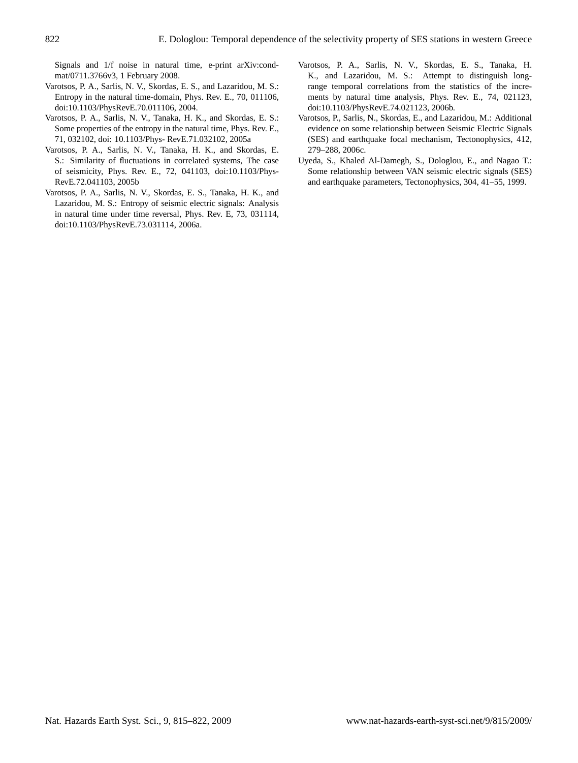Signals and 1/f noise in natural time, e-print arXiv:cond-mat/0711.3766v3, 1 February 2008.

Varotsos, P. A., Sarlis, N. V., Skordas, E. S., and Lazaridou, M. S.: Entropy in the natural time-domain, Phys. Rev. E., 70, 011106, doi:10.1103/PhysRevE.70.011106, 2004.

Varotsos, P. A., Sarlis, N. V., Tanaka, H. K., and Skordas, E. S.: Some properties of the entropy in the natural time, Phys. Rev. E., 71, 032102, doi: 10.1103/Phys- RevE.71.032102, 2005a

Varotsos, P. A., Sarlis, N. V., Tanaka, H. K., and Skordas, E. S.: Similarity of fluctuations in correlated systems, The case of seismicity, Phys. Rev. E., 72, 041103, doi:10.1103/Phys-RevE.72.041103, 2005b

Varotsos, P. A., Sarlis, N. V., Skordas, E. S., Tanaka, H. K., and Lazaridou, M. S.: Entropy of seismic electric signals: Analysis in natural time under time reversal, Phys. Rev. E, 73, 031114, doi:10.1103/PhysRevE.73.031114, 2006a.

Varotsos, P. A., Sarlis, N. V., Skordas, E. S., Tanaka, H. K., and Lazaridou, M. S.: Attempt to distinguish long-range temporal correlations from the statistics of the increments by natural time analysis, Phys. Rev. E., 74, 021123, doi:10.1103/PhysRevE.74.021123, 2006b.

Varotsos, P., Sarlis, N., Skordas, E., and Lazaridou, M.: Additional evidence on some relationship between Seismic Electric Signals (SES) and earthquake focal mechanism, Tectonophysics, 412, 279–288, 2006c.

Uyeda, S., Khaled Al-Damegh, S., Dologlou, E., and Nagao T.: Some relationship between VAN seismic electric signals (SES) and earthquake parameters, Tectonophysics, 304, 41–55, 1999.